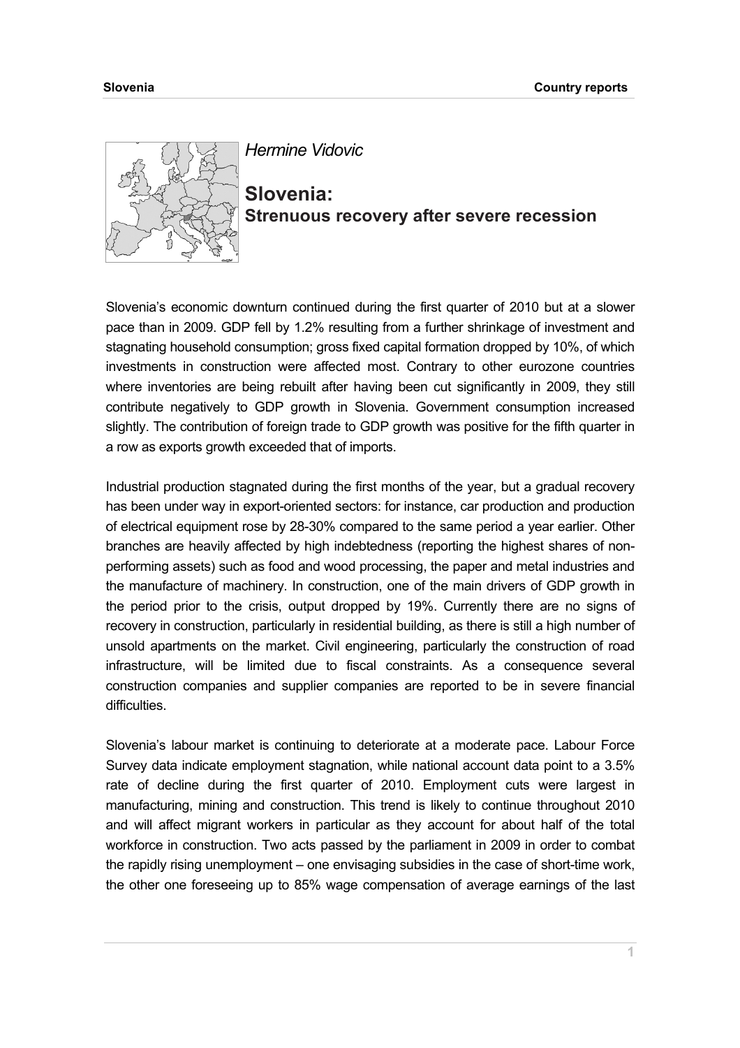*Hermine Vidovic*

# Slovenia:
## Strenuous recovery after severe recession

Slovenia's economic downturn continued during the first quarter of 2010 but at a slower pace than in 2009. GDP fell by 1.2% resulting from a further shrinkage of investment and stagnating household consumption; gross fixed capital formation dropped by 10%, of which investments in construction were affected most. Contrary to other eurozone countries where inventories are being rebuilt after having been cut significantly in 2009, they still contribute negatively to GDP growth in Slovenia. Government consumption increased slightly. The contribution of foreign trade to GDP growth was positive for the fifth quarter in a row as exports growth exceeded that of imports.

Industrial production stagnated during the first months of the year, but a gradual recovery has been under way in export-oriented sectors: for instance, car production and production of electrical equipment rose by 28-30% compared to the same period a year earlier. Other branches are heavily affected by high indebtedness (reporting the highest shares of non-performing assets) such as food and wood processing, the paper and metal industries and the manufacture of machinery. In construction, one of the main drivers of GDP growth in the period prior to the crisis, output dropped by 19%. Currently there are no signs of recovery in construction, particularly in residential building, as there is still a high number of unsold apartments on the market. Civil engineering, particularly the construction of road infrastructure, will be limited due to fiscal constraints. As a consequence several construction companies and supplier companies are reported to be in severe financial difficulties.

Slovenia's labour market is continuing to deteriorate at a moderate pace. Labour Force Survey data indicate employment stagnation, while national account data point to a 3.5% rate of decline during the first quarter of 2010. Employment cuts were largest in manufacturing, mining and construction. This trend is likely to continue throughout 2010 and will affect migrant workers in particular as they account for about half of the total workforce in construction. Two acts passed by the parliament in 2009 in order to combat the rapidly rising unemployment – one envisaging subsidies in the case of short-time work, the other one foreseeing up to 85% wage compensation of average earnings of the last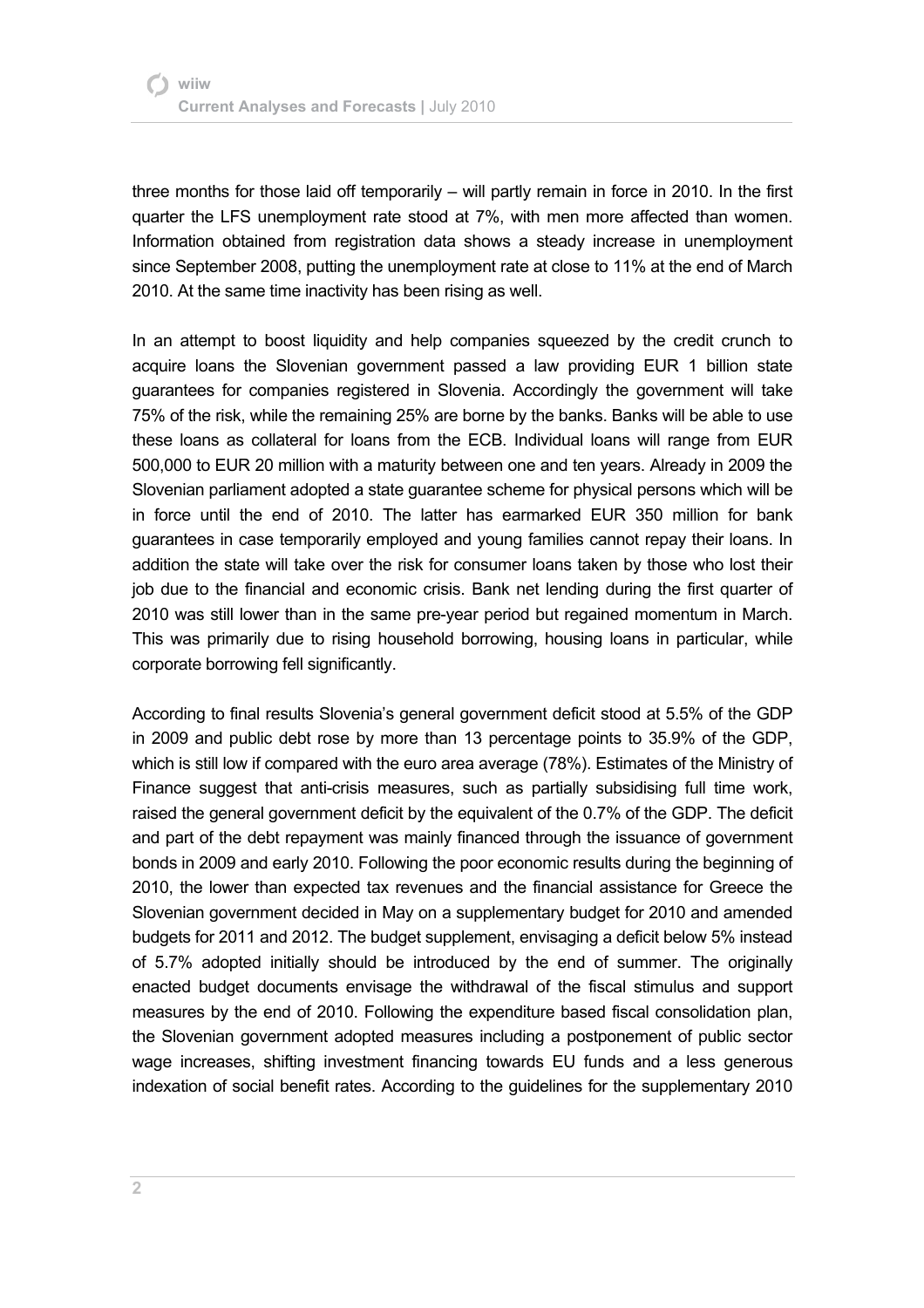three months for those laid off temporarily – will partly remain in force in 2010. In the first quarter the LFS unemployment rate stood at 7%, with men more affected than women. Information obtained from registration data shows a steady increase in unemployment since September 2008, putting the unemployment rate at close to 11% at the end of March 2010. At the same time inactivity has been rising as well.

In an attempt to boost liquidity and help companies squeezed by the credit crunch to acquire loans the Slovenian government passed a law providing EUR 1 billion state guarantees for companies registered in Slovenia. Accordingly the government will take 75% of the risk, while the remaining 25% are borne by the banks. Banks will be able to use these loans as collateral for loans from the ECB. Individual loans will range from EUR 500,000 to EUR 20 million with a maturity between one and ten years. Already in 2009 the Slovenian parliament adopted a state guarantee scheme for physical persons which will be in force until the end of 2010. The latter has earmarked EUR 350 million for bank guarantees in case temporarily employed and young families cannot repay their loans. In addition the state will take over the risk for consumer loans taken by those who lost their job due to the financial and economic crisis. Bank net lending during the first quarter of 2010 was still lower than in the same pre-year period but regained momentum in March. This was primarily due to rising household borrowing, housing loans in particular, while corporate borrowing fell significantly.

According to final results Slovenia's general government deficit stood at 5.5% of the GDP in 2009 and public debt rose by more than 13 percentage points to 35.9% of the GDP, which is still low if compared with the euro area average (78%). Estimates of the Ministry of Finance suggest that anti-crisis measures, such as partially subsidising full time work, raised the general government deficit by the equivalent of the 0.7% of the GDP. The deficit and part of the debt repayment was mainly financed through the issuance of government bonds in 2009 and early 2010. Following the poor economic results during the beginning of 2010, the lower than expected tax revenues and the financial assistance for Greece the Slovenian government decided in May on a supplementary budget for 2010 and amended budgets for 2011 and 2012. The budget supplement, envisaging a deficit below 5% instead of 5.7% adopted initially should be introduced by the end of summer. The originally enacted budget documents envisage the withdrawal of the fiscal stimulus and support measures by the end of 2010. Following the expenditure based fiscal consolidation plan, the Slovenian government adopted measures including a postponement of public sector wage increases, shifting investment financing towards EU funds and a less generous indexation of social benefit rates. According to the guidelines for the supplementary 2010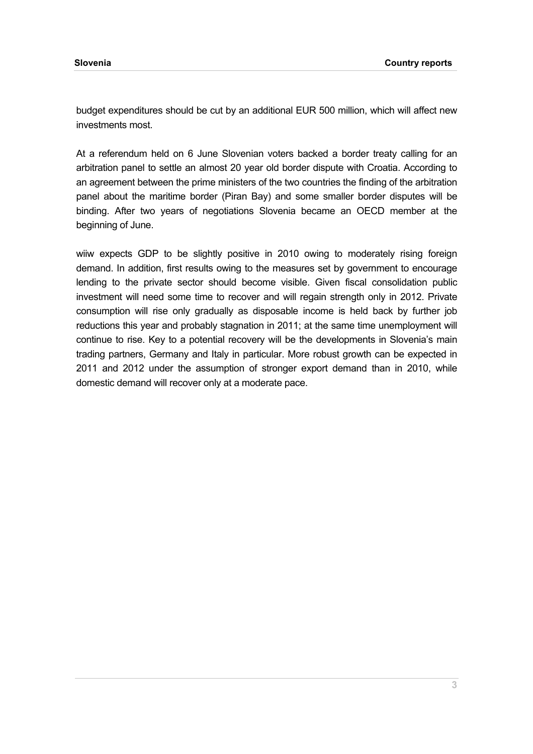budget expenditures should be cut by an additional EUR 500 million, which will affect new investments most.

At a referendum held on 6 June Slovenian voters backed a border treaty calling for an arbitration panel to settle an almost 20 year old border dispute with Croatia. According to an agreement between the prime ministers of the two countries the finding of the arbitration panel about the maritime border (Piran Bay) and some smaller border disputes will be binding. After two years of negotiations Slovenia became an OECD member at the beginning of June.

wiiw expects GDP to be slightly positive in 2010 owing to moderately rising foreign demand. In addition, first results owing to the measures set by government to encourage lending to the private sector should become visible. Given fiscal consolidation public investment will need some time to recover and will regain strength only in 2012. Private consumption will rise only gradually as disposable income is held back by further job reductions this year and probably stagnation in 2011; at the same time unemployment will continue to rise. Key to a potential recovery will be the developments in Slovenia's main trading partners, Germany and Italy in particular. More robust growth can be expected in 2011 and 2012 under the assumption of stronger export demand than in 2010, while domestic demand will recover only at a moderate pace.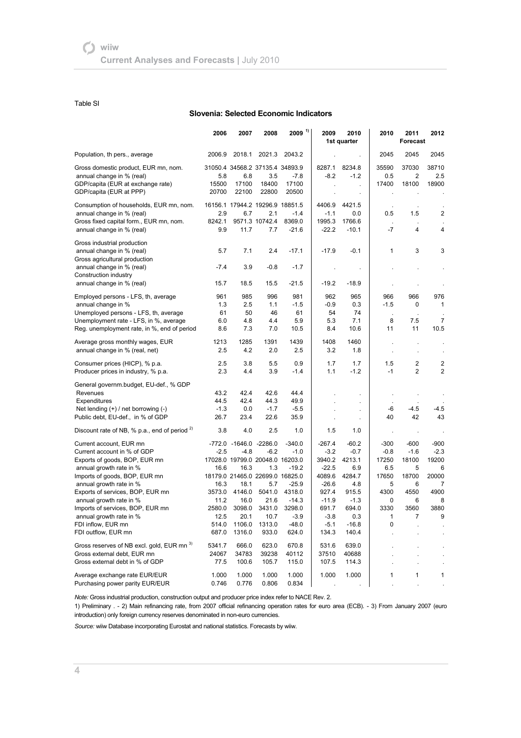Table SI

### Slovenia: Selected Economic Indicators

| | 2006 | 2007 | 2008 | 2009 [1] | 2009 | 2010 | 2010 | 2011 | 2012 |
|---|---|---|---|---|---|---|---|---|---|
| | | | | | 1st quarter | | | Forecast | |
| Population, th pers., average | 2006.9 | 2018.1 | 2021.3 | 2043.2 | . | . | 2045 | 2045 | 2045 |
| Gross domestic product, EUR mn, nom. | 31050.4 | 34568.2 | 37135.4 | 34893.9 | 8287.1 | 8234.8 | 35590 | 37030 | 38710 |
| annual change in % (real) | 5.8 | 6.8 | 3.5 | -7.8 | -8.2 | -1.2 | 0.5 | 2 | 2.5 |
| GDP/capita (EUR at exchange rate) | 15500 | 17100 | 18400 | 17100 | . | . | 17400 | 18100 | 18900 |
| GDP/capita (EUR at PPP) | 20700 | 22100 | 22800 | 20500 | . | . | . | . | . |
| Consumption of households, EUR mn, nom. | 16156.1 | 17944.2 | 19296.9 | 18851.5 | 4406.9 | 4421.5 | . | . | . |
| annual change in % (real) | 2.9 | 6.7 | 2.1 | -1.4 | -1.1 | 0.0 | 0.5 | 1.5 | 2 |
| Gross fixed capital form., EUR mn, nom. | 8242.1 | 9571.3 | 10742.4 | 8369.0 | 1995.3 | 1766.6 | . | . | . |
| annual change in % (real) | 9.9 | 11.7 | 7.7 | -21.6 | -22.2 | -10.1 | -7 | 4 | 4 |
| Gross industrial production | | | | | | | | | |
| annual change in % (real) | 5.7 | 7.1 | 2.4 | -17.1 | -17.9 | -0.1 | 1 | 3 | 3 |
| Gross agricultural production | | | | | | | | | |
| annual change in % (real) | -7.4 | 3.9 | -0.8 | -1.7 | . | . | . | . | . |
| Construction industry | | | | | | | | | |
| annual change in % (real) | 15.7 | 18.5 | 15.5 | -21.5 | -19.2 | -18.9 | . | . | . |
| Employed persons - LFS, th, average | 961 | 985 | 996 | 981 | 962 | 965 | 966 | 966 | 976 |
| annual change in % | 1.3 | 2.5 | 1.1 | -1.5 | -0.9 | 0.3 | -1.5 | 0 | 1 |
| Unemployed persons - LFS, th, average | 61 | 50 | 46 | 61 | 54 | 74 | . | . | . |
| Unemployment rate - LFS, in %, average | 6.0 | 4.8 | 4.4 | 5.9 | 5.3 | 7.1 | 8 | 7.5 | 7 |
| Reg. unemployment rate, in %, end of period | 8.6 | 7.3 | 7.0 | 10.5 | 8.4 | 10.6 | 11 | 11 | 10.5 |
| Average gross monthly wages, EUR | 1213 | 1285 | 1391 | 1439 | 1408 | 1460 | . | . | . |
| annual change in % (real, net) | 2.5 | 4.2 | 2.0 | 2.5 | 3.2 | 1.8 | . | . | . |
| Consumer prices (HICP), % p.a. | 2.5 | 3.8 | 5.5 | 0.9 | 1.7 | 1.7 | 1.5 | 2 | 2 |
| Producer prices in industry, % p.a. | 2.3 | 4.4 | 3.9 | -1.4 | 1.1 | -1.2 | -1 | 2 | 2 |
| General governm.budget, EU-def., % GDP | | | | | | | | | |
| Revenues | 43.2 | 42.4 | 42.6 | 44.4 | . | . | . | . | . |
| Expenditures | 44.5 | 42.4 | 44.3 | 49.9 | . | . | . | . | . |
| Net lending (+) / net borrowing (-) | -1.3 | 0.0 | -1.7 | -5.5 | . | . | -6 | -4.5 | -4.5 |
| Public debt, EU-def., in % of GDP | 26.7 | 23.4 | 22.6 | 35.9 | . | . | 40 | 42 | 43 |
| Discount rate of NB, % p.a., end of period [2] | 3.8 | 4.0 | 2.5 | 1.0 | 1.5 | 1.0 | . | . | . |
| Current account, EUR mn | -772.0 | -1646.0 | -2286.0 | -340.0 | -267.4 | -60.2 | -300 | -600 | -900 |
| Current account in % of GDP | -2.5 | -4.8 | -6.2 | -1.0 | -3.2 | -0.7 | -0.8 | -1.6 | -2.3 |
| Exports of goods, BOP, EUR mn | 17028.0 | 19799.0 | 20048.0 | 16203.0 | 3940.2 | 4213.1 | 17250 | 18100 | 19200 |
| annual growth rate in % | 16.6 | 16.3 | 1.3 | -19.2 | -22.5 | 6.9 | 6.5 | 5 | 6 |
| Imports of goods, BOP, EUR mn | 18179.0 | 21465.0 | 22699.0 | 16825.0 | 4089.6 | 4284.7 | 17650 | 18700 | 20000 |
| annual growth rate in % | 16.3 | 18.1 | 5.7 | -25.9 | -26.6 | 4.8 | 5 | 6 | 7 |
| Exports of services, BOP, EUR mn | 3573.0 | 4146.0 | 5041.0 | 4318.0 | 927.4 | 915.5 | 4300 | 4550 | 4900 |
| annual growth rate in % | 11.2 | 16.0 | 21.6 | -14.3 | -11.9 | -1.3 | 0 | 6 | 8 |
| Imports of services, BOP, EUR mn | 2580.0 | 3098.0 | 3431.0 | 3298.0 | 691.7 | 694.0 | 3330 | 3560 | 3880 |
| annual growth rate in % | 12.5 | 20.1 | 10.7 | -3.9 | -3.8 | 0.3 | 1 | 7 | 9 |
| FDI inflow, EUR mn | 514.0 | 1106.0 | 1313.0 | -48.0 | -5.1 | -16.8 | 0 | . | . |
| FDI outflow, EUR mn | 687.0 | 1316.0 | 933.0 | 624.0 | 134.3 | 140.4 | . | . | . |
| Gross reserves of NB excl. gold, EUR mn [3] | 5341.7 | 666.0 | 623.0 | 670.8 | 531.6 | 639.0 | . | . | . |
| Gross external debt, EUR mn | 24067 | 34783 | 39238 | 40112 | 37510 | 40688 | . | . | . |
| Gross external debt in % of GDP | 77.5 | 100.6 | 105.7 | 115.0 | 107.5 | 114.3 | . | . | . |
| Average exchange rate EUR/EUR | 1.000 | 1.000 | 1.000 | 1.000 | 1.000 | 1.000 | 1 | 1 | 1 |
| Purchasing power parity EUR/EUR | 0.746 | 0.776 | 0.806 | 0.834 | . | . | . | . | . |

*Note:* Gross industrial production, construction output and producer price index refer to NACE Rev. 2.

1) Preliminary . - 2) Main refinancing rate, from 2007 official refinancing operation rates for euro area (ECB). - 3) From January 2007 (euro introduction) only foreign currency reserves denominated in non-euro currencies.

*Source:* wiiw Database incorporating Eurostat and national statistics. Forecasts by wiiw.